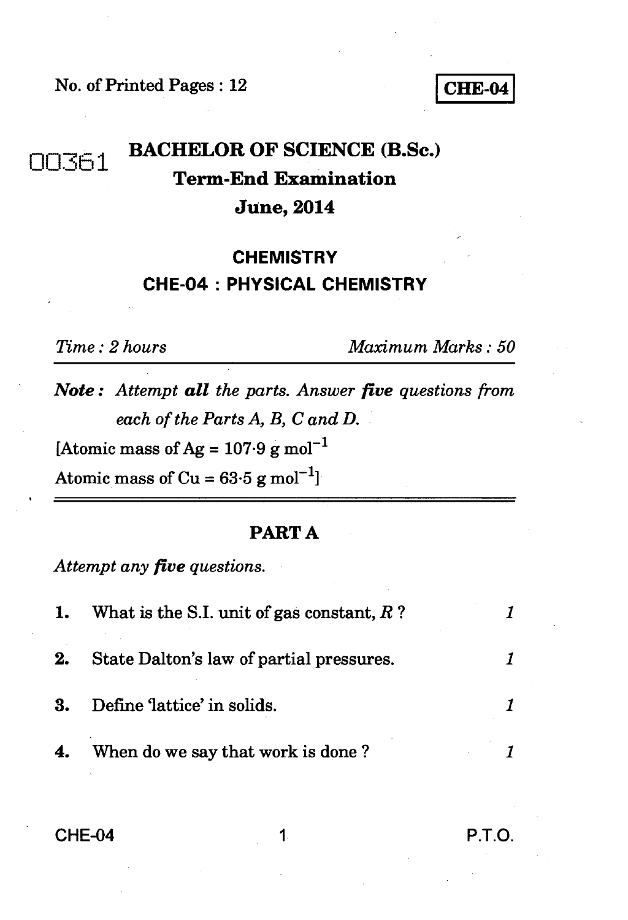No. of Printed Pages : 12

**CHE-04**

00361

# BACHELOR OF SCIENCE (B.Sc.)

## Term-End Examination

## June, 2014

## CHEMISTRY

## CHE-04 : PHYSICAL CHEMISTRY

*Time : 2 hours* *Maximum Marks : 50*

***Note :*** *Attempt **all** the parts. Answer **five** questions from each of the Parts A, B, C and D.*

[Atomic mass of Ag = 107·9 g $mol^{-1}$

Atomic mass of Cu = 63·5 g $mol^{-1}$]

## PART A

*Attempt any **five** questions.*

**1.** What is the S.I. unit of gas constant, $R$ ? *1*

**2.** State Dalton's law of partial pressures. *1*

**3.** Define 'lattice' in solids. *1*

**4.** When do we say that work is done ? *1*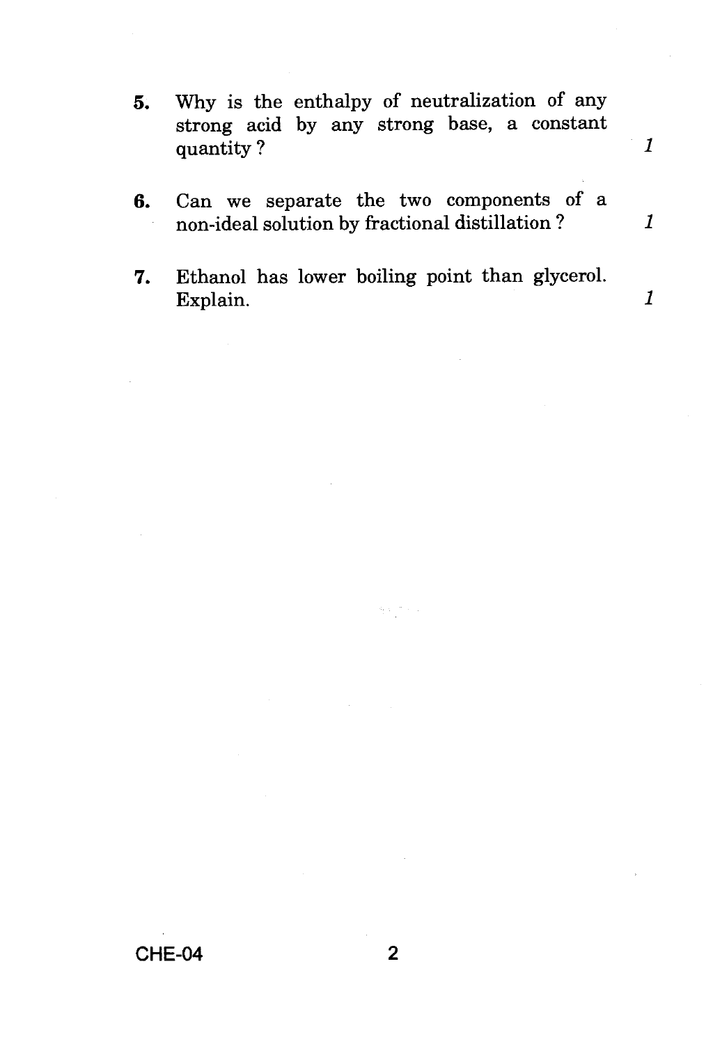5. Why is the enthalpy of neutralization of any strong acid by any strong base, a constant quantity ? *1*

6. Can we separate the two components of a non-ideal solution by fractional distillation ? *1*

7. Ethanol has lower boiling point than glycerol. Explain. *1*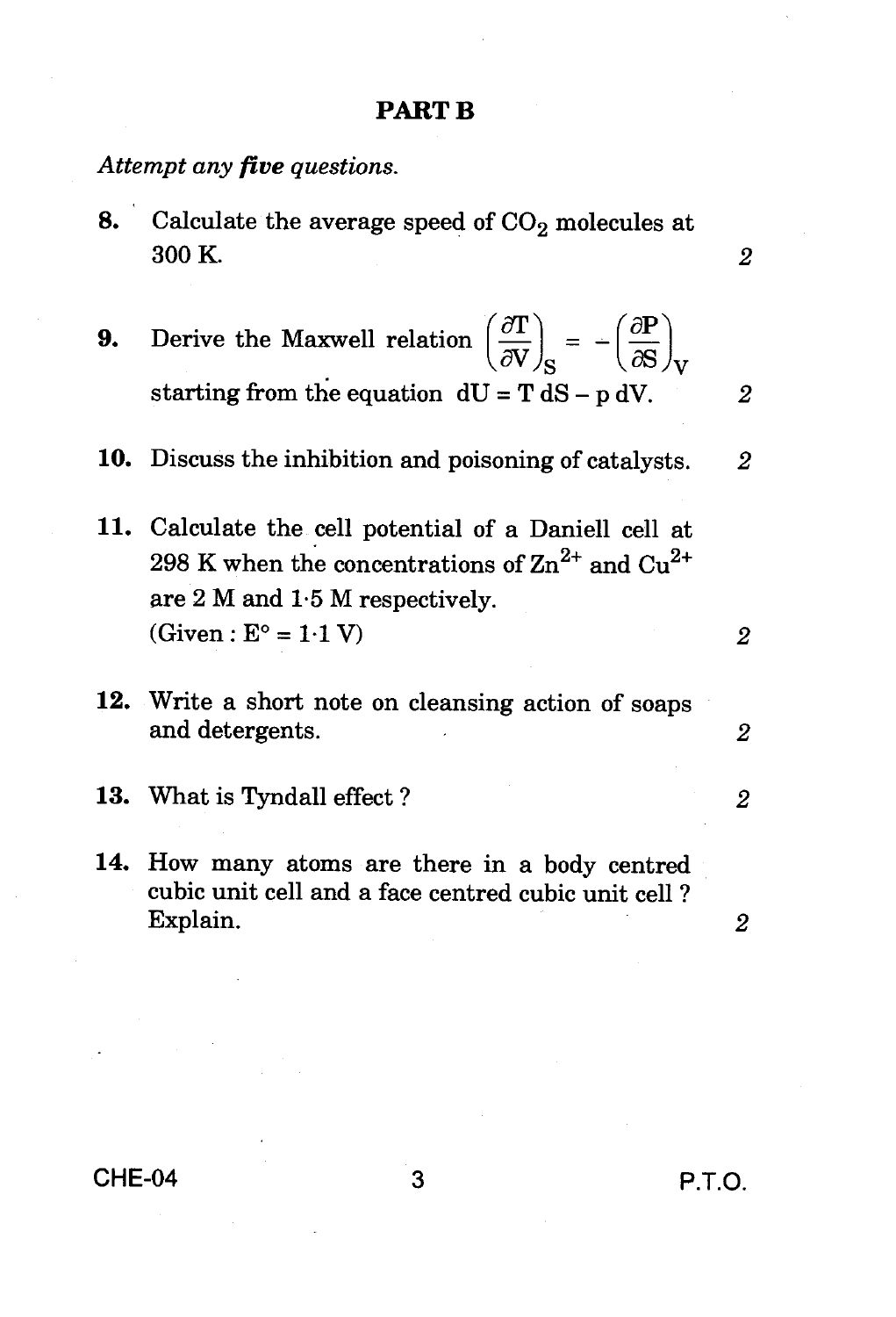## PART B

*Attempt any **five** questions.*

**8.** Calculate the average speed of $CO_2$ molecules at 300 K. *2*

**9.** Derive the Maxwell relation $\left(\frac{\partial T}{\partial V}\right)_S = -\left(\frac{\partial P}{\partial S}\right)_V$ starting from the equation $dU = T\,dS - p\,dV$. *2*

**10.** Discuss the inhibition and poisoning of catalysts. *2*

**11.** Calculate the cell potential of a Daniell cell at 298 K when the concentrations of $Zn^{2+}$ and $Cu^{2+}$ are 2 M and 1·5 M respectively.
(Given : $E° = 1{\cdot}1$ V) *2*

**12.** Write a short note on cleansing action of soaps and detergents. *2*

**13.** What is Tyndall effect ? *2*

**14.** How many atoms are there in a body centred cubic unit cell and a face centred cubic unit cell ? Explain. *2*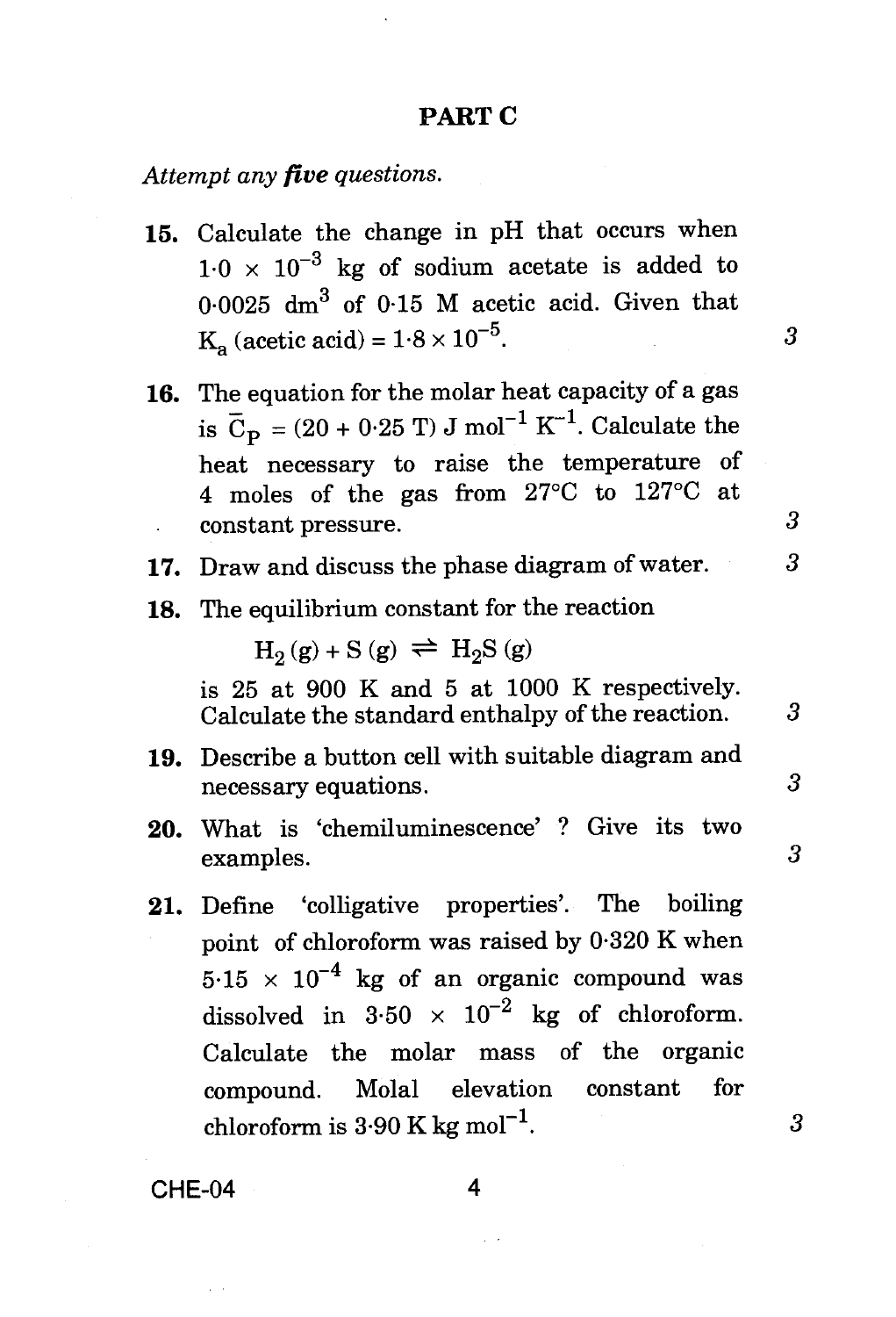## PART C

*Attempt any **five** questions.*

**15.** Calculate the change in pH that occurs when $1{\cdot}0 \times 10^{-3}$ kg of sodium acetate is added to $0{\cdot}0025$ $dm^3$ of $0{\cdot}15$ M acetic acid. Given that $K_a$ (acetic acid) $= 1{\cdot}8 \times 10^{-5}$. **3**

**16.** The equation for the molar heat capacity of a gas is $\bar{C}_P = (20 + 0{\cdot}25\ T)\ J\ mol^{-1}\ K^{-1}$. Calculate the heat necessary to raise the temperature of 4 moles of the gas from 27°C to 127°C at constant pressure. **3**

**17.** Draw and discuss the phase diagram of water. **3**

**18.** The equilibrium constant for the reaction

$$H_2(g) + S(g) \rightleftharpoons H_2S(g)$$

is 25 at 900 K and 5 at 1000 K respectively. Calculate the standard enthalpy of the reaction. **3**

**19.** Describe a button cell with suitable diagram and necessary equations. **3**

**20.** What is 'chemiluminescence' ? Give its two examples. **3**

**21.** Define 'colligative properties'. The boiling point of chloroform was raised by $0{\cdot}320$ K when $5{\cdot}15 \times 10^{-4}$ kg of an organic compound was dissolved in $3{\cdot}50 \times 10^{-2}$ kg of chloroform. Calculate the molar mass of the organic compound. Molal elevation constant for chloroform is $3{\cdot}90\ K\ kg\ mol^{-1}$. **3**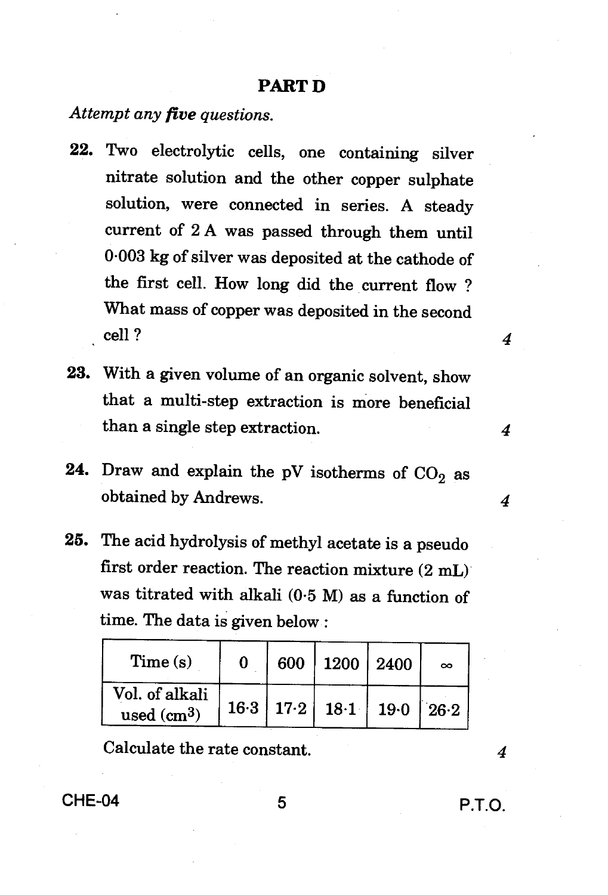## PART D

*Attempt any **five** questions.*

**22.** Two electrolytic cells, one containing silver nitrate solution and the other copper sulphate solution, were connected in series. A steady current of 2 A was passed through them until 0·003 kg of silver was deposited at the cathode of the first cell. How long did the current flow ? What mass of copper was deposited in the second cell ? 4

**23.** With a given volume of an organic solvent, show that a multi-step extraction is more beneficial than a single step extraction. 4

**24.** Draw and explain the pV isotherms of $CO_2$ as obtained by Andrews. 4

**25.** The acid hydrolysis of methyl acetate is a pseudo first order reaction. The reaction mixture (2 mL) was titrated with alkali (0·5 M) as a function of time. The data is given below :

| Time (s) | 0 | 600 | 1200 | 2400 | $\infty$ |
|---|---|---|---|---|---|
| Vol. of alkali used ($cm^3$) | 16·3 | 17·2 | 18·1 | 19·0 | 26·2 |

Calculate the rate constant. 4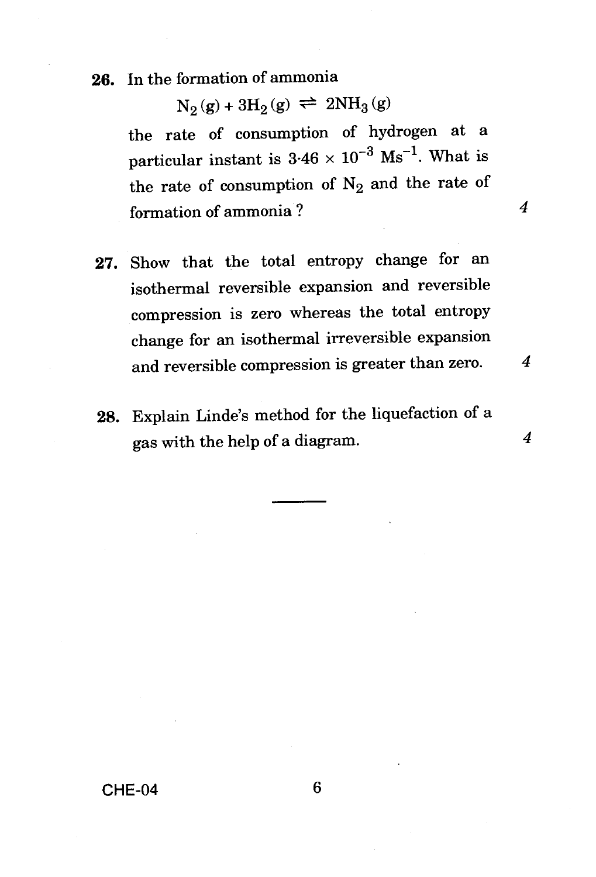26. In the formation of ammonia

$$N_2(g) + 3H_2(g) \rightleftharpoons 2NH_3(g)$$

the rate of consumption of hydrogen at a particular instant is $3{\cdot}46 \times 10^{-3}$ $Ms^{-1}$. What is the rate of consumption of $N_2$ and the rate of formation of ammonia ? *4*

27. Show that the total entropy change for an isothermal reversible expansion and reversible compression is zero whereas the total entropy change for an isothermal irreversible expansion and reversible compression is greater than zero. *4*

28. Explain Linde's method for the liquefaction of a gas with the help of a diagram. *4*

---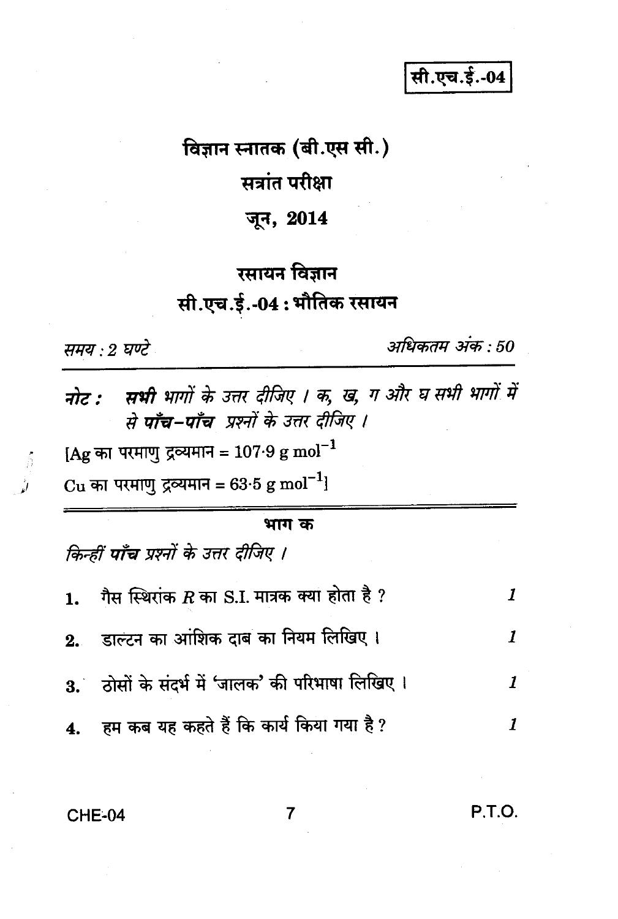**सी.एच.ई.-04**

# विज्ञान स्नातक (बी.एस सी.)

## सत्रांत परीक्षा

## जून, 2014

## रसायन विज्ञान

## सी.एच.ई.-04 : भौतिक रसायन

*समय : 2 घण्टे* *अधिकतम अंक : 50*

---

*नोट : **सभी** भागों के उत्तर दीजिए । क, ख, ग और घ सभी भागों में से **पाँच-पाँच** प्रश्नों के उत्तर दीजिए ।*

[Ag का परमाणु द्रव्यमान = $107{\cdot}9\ g\ mol^{-1}$

Cu का परमाणु द्रव्यमान = $63{\cdot}5\ g\ mol^{-1}$]

---

### भाग क

*किन्हीं **पाँच** प्रश्नों के उत्तर दीजिए ।*

1. गैस स्थिरांक $R$ का S.I. मात्रक क्या होता है ? *1*

2. डाल्टन का आंशिक दाब का नियम लिखिए । *1*

3. ठोसों के संदर्भ में 'जालक' की परिभाषा लिखिए । *1*

4. हम कब यह कहते हैं कि कार्य किया गया है ? *1*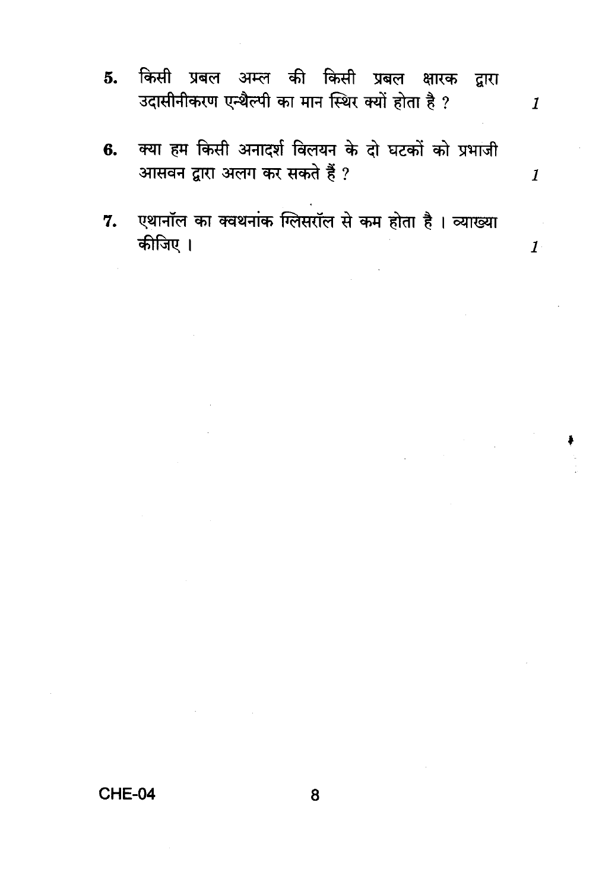5. किसी प्रबल अम्ल की किसी प्रबल क्षारक द्वारा उदासीनीकरण एन्थैल्पी का मान स्थिर क्यों होता है ? *1*

6. क्या हम किसी अनादर्श विलयन के दो घटकों को प्रभाजी आसवन द्वारा अलग कर सकते हैं ? *1*

7. एथानॉल का क्वथनांक ग्लिसरॉल से कम होता है । व्याख्या कीजिए । *1*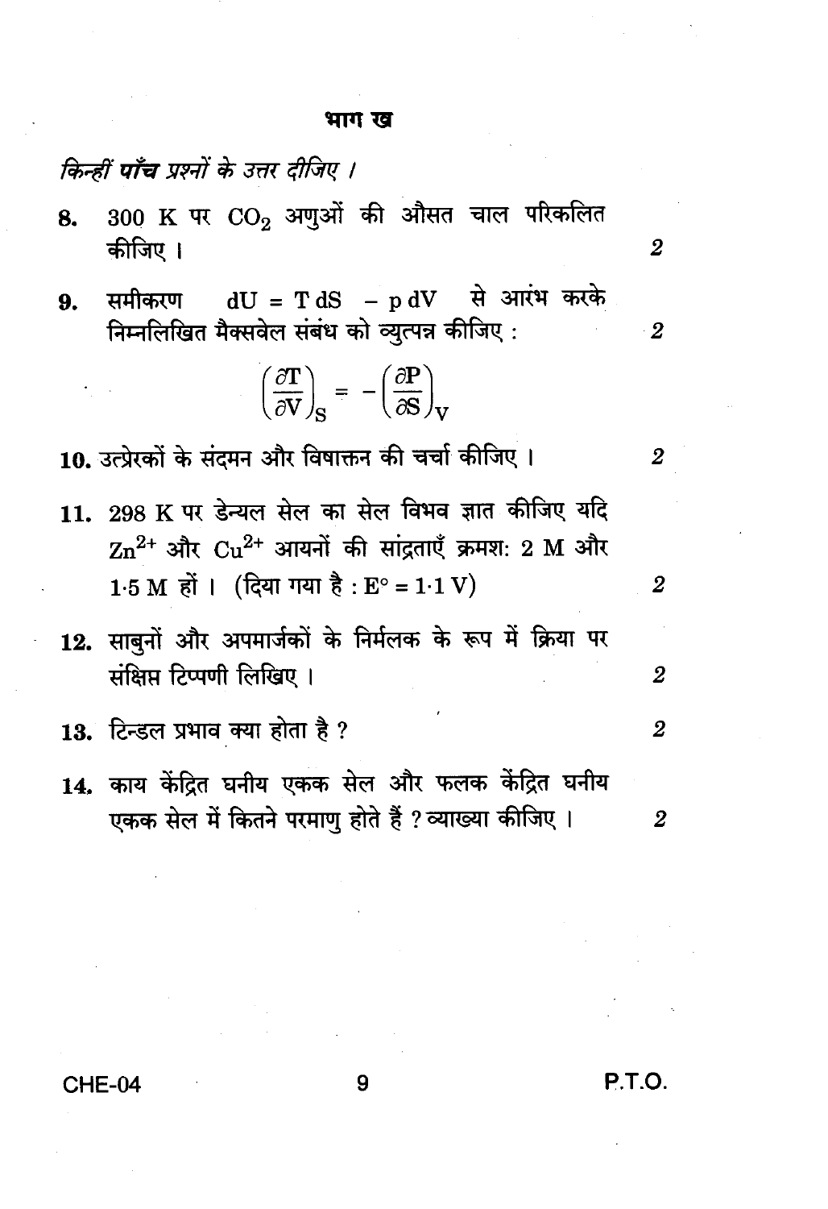## भाग ख

*किन्हीं **पाँच** प्रश्नों के उत्तर दीजिए ।*

**8.** 300 K पर $CO_2$ अणुओं की औसत चाल परिकलित कीजिए । **2**

**9.** समीकरण $dU = T\,dS - p\,dV$ से आरंभ करके निम्नलिखित मैक्सवेल संबंध को व्युत्पन्न कीजिए : **2**

$$\left(\frac{\partial T}{\partial V}\right)_S = -\left(\frac{\partial P}{\partial S}\right)_V$$

**10.** उत्प्रेरकों के संदमन और विषाक्तन की चर्चा कीजिए । **2**

**11.** 298 K पर डेन्यल सेल का सेल विभव ज्ञात कीजिए यदि $Zn^{2+}$ और $Cu^{2+}$ आयनों की सांद्रताएँ क्रमशः 2 M और 1·5 M हों । (दिया गया है : $E^\circ = 1{\cdot}1$ V) **2**

**12.** साबुनों और अपमार्जकों के निर्मलक के रूप में क्रिया पर संक्षिप्त टिप्पणी लिखिए । **2**

**13.** टिन्डल प्रभाव क्या होता है ? **2**

**14.** काय केंद्रित घनीय एकक सेल और फलक केंद्रित घनीय एकक सेल में कितने परमाणु होते हैं ? व्याख्या कीजिए । **2**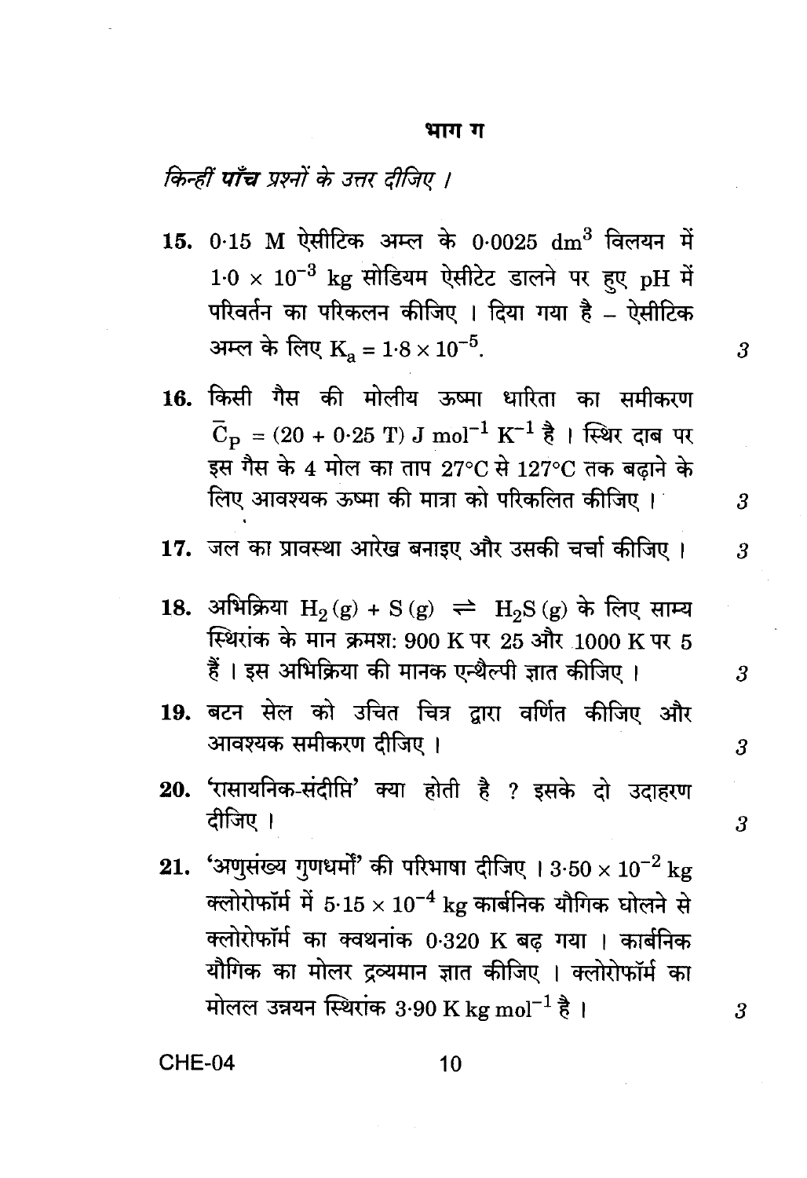## भाग ग

*किन्हीं **पाँच** प्रश्नों के उत्तर दीजिए ।*

**15.** 0·15 M ऐसीटिक अम्ल के 0·0025 $dm^3$ विलयन में $1{\cdot}0 \times 10^{-3}$ kg सोडियम ऐसीटेट डालने पर हुए pH में परिवर्तन का परिकलन कीजिए । दिया गया है – ऐसीटिक अम्ल के लिए $K_a = 1{\cdot}8 \times 10^{-5}$. *3*

**16.** किसी गैस की मोलीय ऊष्मा धारिता का समीकरण $\bar{C}_P = (20 + 0{\cdot}25\ T)\ J\ mol^{-1}\ K^{-1}$ है । स्थिर दाब पर इस गैस के 4 मोल का ताप 27°C से 127°C तक बढ़ाने के लिए आवश्यक ऊष्मा की मात्रा को परिकलित कीजिए । *3*

**17.** जल का प्रावस्था आरेख बनाइए और उसकी चर्चा कीजिए । *3*

**18.** अभिक्रिया $H_2(g) + S(g) \rightleftharpoons H_2S(g)$ के लिए साम्य स्थिरांक के मान क्रमशः 900 K पर 25 और 1000 K पर 5 हैं । इस अभिक्रिया की मानक एन्थैल्पी ज्ञात कीजिए । *3*

**19.** बटन सेल को उचित चित्र द्वारा वर्णित कीजिए और आवश्यक समीकरण दीजिए । *3*

**20.** 'रासायनिक-संदीप्ति' क्या होती है ? इसके दो उदाहरण दीजिए । *3*

**21.** 'अणुसंख्य गुणधर्मों' की परिभाषा दीजिए । $3{\cdot}50 \times 10^{-2}$ kg क्लोरोफॉर्म में $5{\cdot}15 \times 10^{-4}$ kg कार्बनिक यौगिक घोलने से क्लोरोफॉर्म का क्वथनांक 0·320 K बढ़ गया । कार्बनिक यौगिक का मोलर द्रव्यमान ज्ञात कीजिए । क्लोरोफॉर्म का मोलल उन्नयन स्थिरांक $3{\cdot}90\ K\ kg\ mol^{-1}$ है । *3*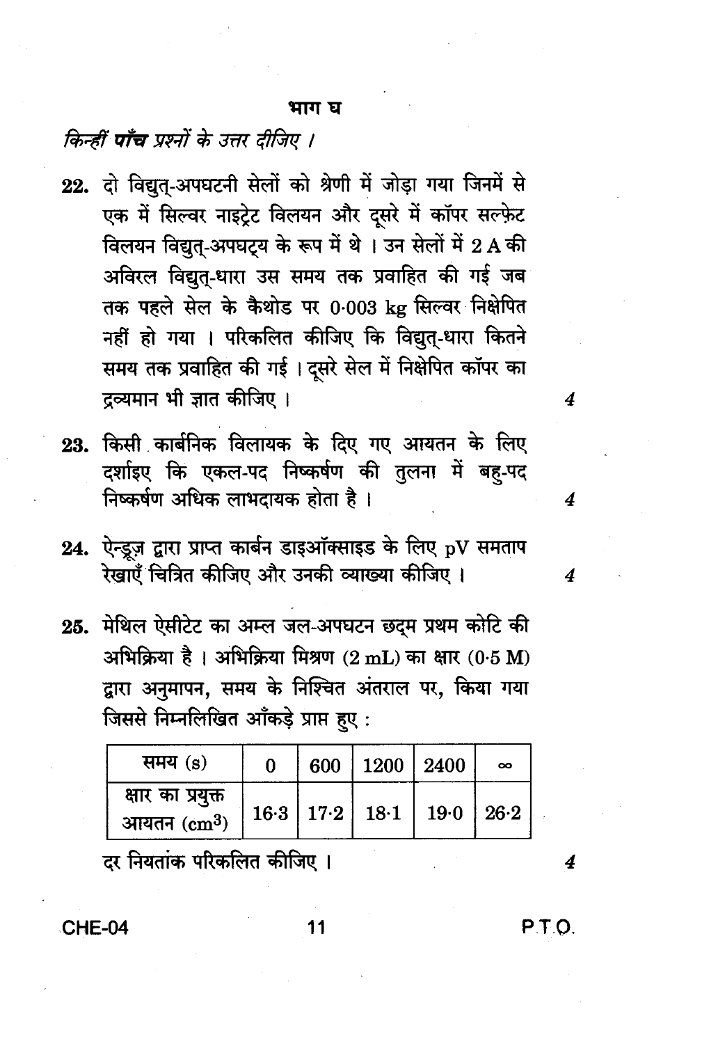## भाग घ

*किन्हीं **पाँच** प्रश्नों के उत्तर दीजिए ।*

**22.** दो विद्युत्-अपघटनी सेलों को श्रेणी में जोड़ा गया जिनमें से एक में सिल्वर नाइट्रेट विलयन और दूसरे में कॉपर सल्फ़ेट विलयन विद्युत्-अपघट्य के रूप में थे । उन सेलों में 2 A की अविरल विद्युत्-धारा उस समय तक प्रवाहित की गई जब तक पहले सेल के कैथोड पर 0·003 kg सिल्वर निक्षेपित नहीं हो गया । परिकलित कीजिए कि विद्युत्-धारा कितने समय तक प्रवाहित की गई । दूसरे सेल में निक्षेपित कॉपर का द्रव्यमान भी ज्ञात कीजिए । *4*

**23.** किसी कार्बनिक विलायक के दिए गए आयतन के लिए दर्शाइए कि एकल-पद निष्कर्षण की तुलना में बहु-पद निष्कर्षण अधिक लाभदायक होता है । *4*

**24.** ऐन्ड्रूज़ द्वारा प्राप्त कार्बन डाइऑक्साइड के लिए pV समताप रेखाएँ चित्रित कीजिए और उनकी व्याख्या कीजिए । *4*

**25.** मेथिल ऐसीटेट का अम्ल जल-अपघटन छद्म प्रथम कोटि की अभिक्रिया है । अभिक्रिया मिश्रण (2 mL) का क्षार (0·5 M) द्वारा अनुमापन, समय के निश्चित अंतराल पर, किया गया जिससे निम्नलिखित आँकड़े प्राप्त हुए :

| समय (s) | 0 | 600 | 1200 | 2400 | $\infty$ |
|---|---|---|---|---|---|
| क्षार का प्रयुक्त आयतन ($cm^3$) | 16·3 | 17·2 | 18·1 | 19·0 | 26·2 |

दर नियतांक परिकलित कीजिए । *4*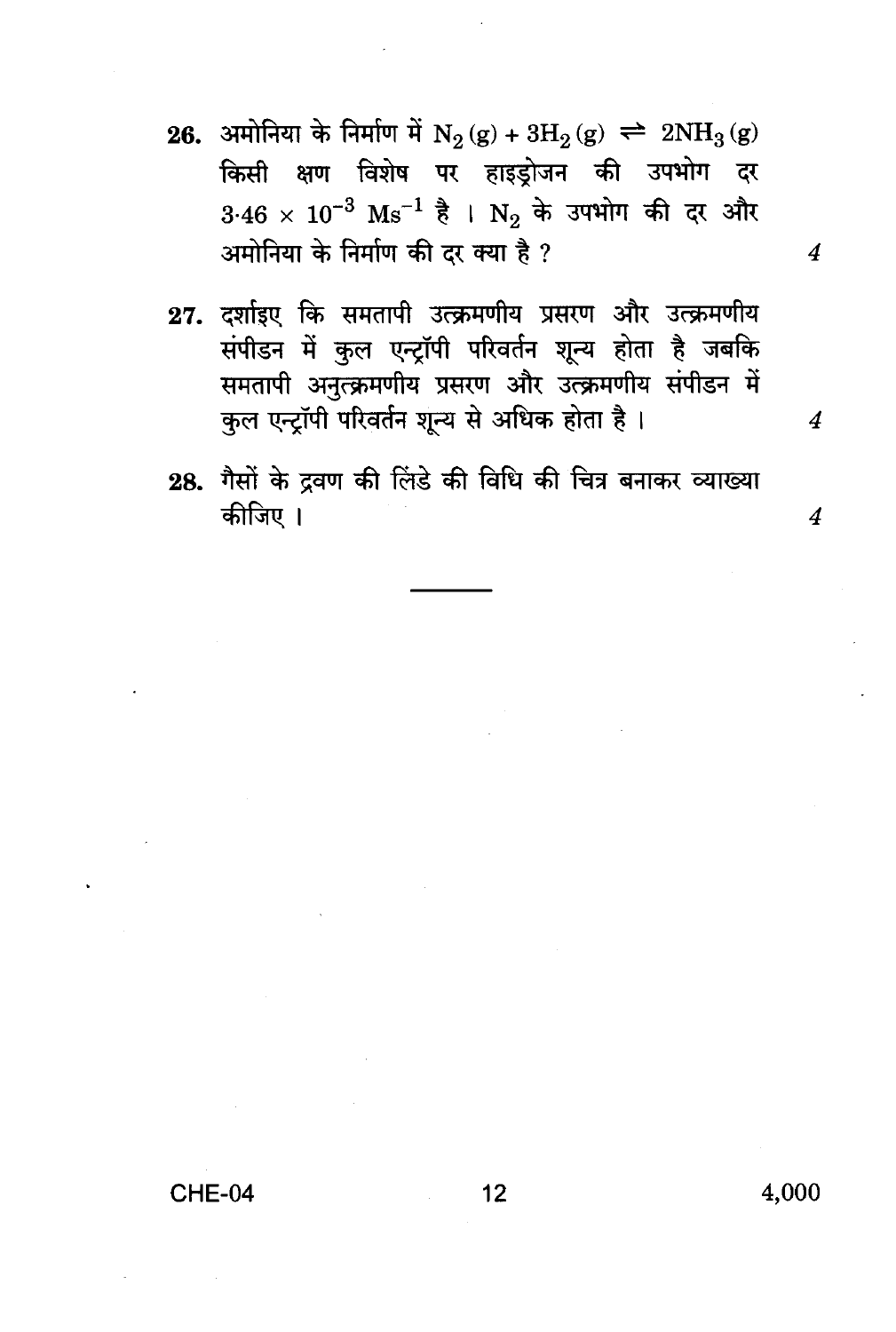26. अमोनिया के निर्माण में $N_2 (g) + 3H_2 (g) \rightleftharpoons 2NH_3 (g)$ किसी क्षण विशेष पर हाइड्रोजन की उपभोग दर $3.46 \times 10^{-3}$ $Ms^{-1}$ है । $N_2$ के उपभोग की दर और अमोनिया के निर्माण की दर क्या है ? *4*

27. दर्शाइए कि समतापी उत्क्रमणीय प्रसरण और उत्क्रमणीय संपीडन में कुल एन्ट्रॉपी परिवर्तन शून्य होता है जबकि समतापी अनुत्क्रमणीय प्रसरण और उत्क्रमणीय संपीडन में कुल एन्ट्रॉपी परिवर्तन शून्य से अधिक होता है । *4*

28. गैसों के द्रवण की लिंडे की विधि की चित्र बनाकर व्याख्या कीजिए । *4*

---

CHE-04 4,000